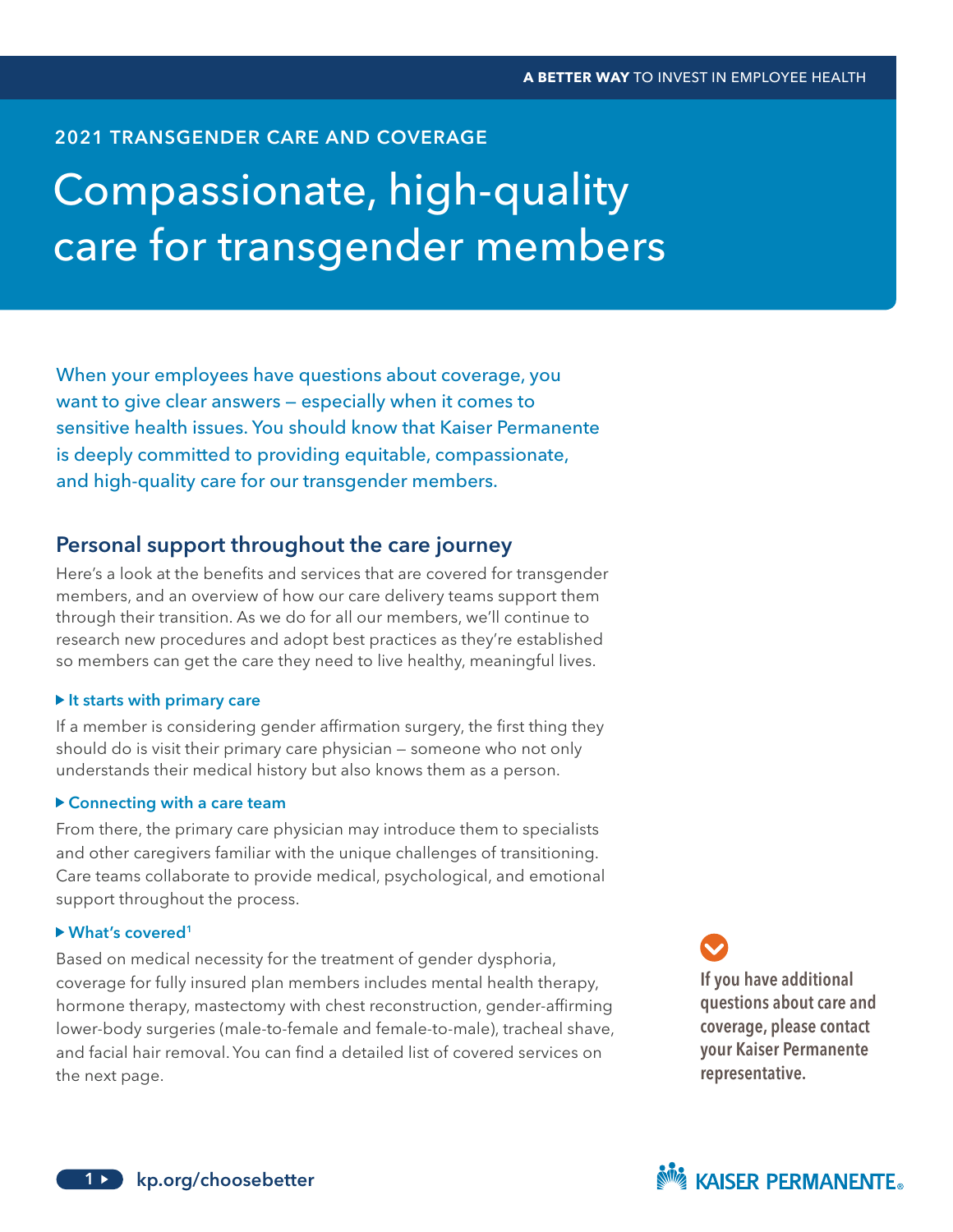A BETTER WAY TO INVEST IN EMPLOYEE HEALTH

2021 TRANSGENDER CARE AND COVERAGE

# Compassionate, high-quality care for transgender members

When your employees have questions about coverage, you want to give clear answers — especially when it comes to sensitive health issues. You should know that Kaiser Permanente is deeply committed to providing equitable, compassionate, and high-quality care for our transgender members.

## Personal support throughout the care journey

Here's a look at the benefits and services that are covered for transgender members, and an overview of how our care delivery teams support them through their transition. As we do for all our members, we'll continue to research new procedures and adopt best practices as they're established so members can get the care they need to live healthy, meaningful lives.

### ▸ It starts with primary care

If a member is considering gender affirmation surgery, the first thing they should do is visit their primary care physician — someone who not only understands their medical history but also knows them as a person.

### ▸ Connecting with a care team

From there, the primary care physician may introduce them to specialists and other caregivers familiar with the unique challenges of transitioning. Care teams collaborate to provide medical, psychological, and emotional support throughout the process.

### ▸ What's covered[1]

Based on medical necessity for the treatment of gender dysphoria, coverage for fully insured plan members includes mental health therapy, hormone therapy, mastectomy with chest reconstruction, gender-affirming lower-body surgeries (male-to-female and female-to-male), tracheal shave, and facial hair removal. You can find a detailed list of covered services on the next page.

**If you have additional questions about care and coverage, please contact your Kaiser Permanente representative.**

kp.org/choosebetter

KAISER PERMANENTE®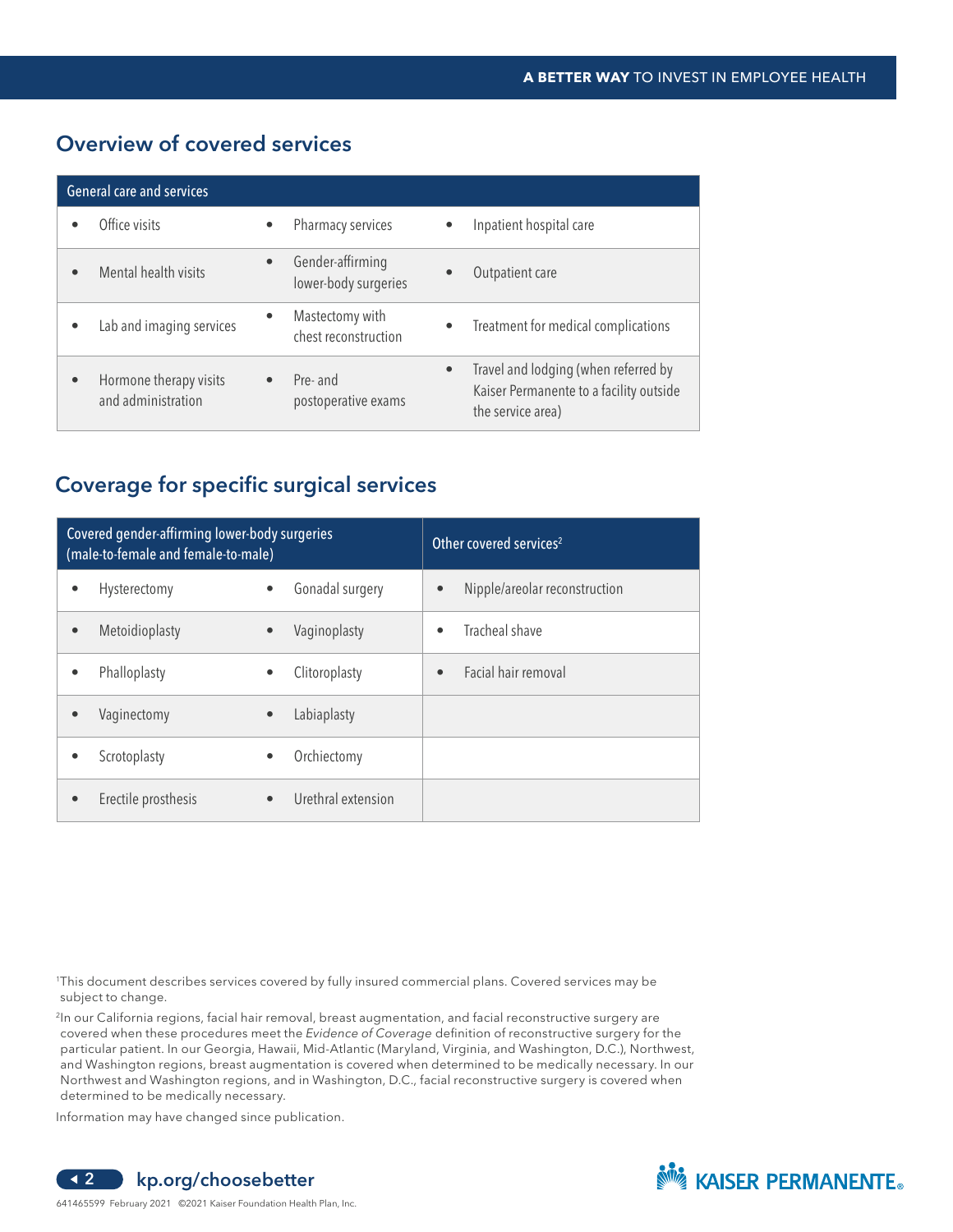## Overview of covered services

| General care and services | | |
|---|---|---|
| • Office visits | • Pharmacy services | • Inpatient hospital care |
| • Mental health visits | • Gender-affirming lower-body surgeries | • Outpatient care |
| • Lab and imaging services | • Mastectomy with chest reconstruction | • Treatment for medical complications |
| • Hormone therapy visits and administration | • Pre- and postoperative exams | • Travel and lodging (when referred by Kaiser Permanente to a facility outside the service area) |

## Coverage for specific surgical services

| Covered gender-affirming lower-body surgeries (male-to-female and female-to-male) | | Other covered services[2] |
|---|---|---|
| • Hysterectomy | • Gonadal surgery | • Nipple/areolar reconstruction |
| • Metoidioplasty | • Vaginoplasty | • Tracheal shave |
| • Phalloplasty | • Clitoroplasty | • Facial hair removal |
| • Vaginectomy | • Labiaplasty | |
| • Scrotoplasty | • Orchiectomy | |
| • Erectile prosthesis | • Urethral extension | |

[1]This document describes services covered by fully insured commercial plans. Covered services may be subject to change.

[2]In our California regions, facial hair removal, breast augmentation, and facial reconstructive surgery are covered when these procedures meet the *Evidence of Coverage* definition of reconstructive surgery for the particular patient. In our Georgia, Hawaii, Mid-Atlantic (Maryland, Virginia, and Washington, D.C.), Northwest, and Washington regions, breast augmentation is covered when determined to be medically necessary. In our Northwest and Washington regions, and in Washington, D.C., facial reconstructive surgery is covered when determined to be medically necessary.

Information may have changed since publication.

kp.org/choosebetter

641465599 February 2021 ©2021 Kaiser Foundation Health Plan, Inc.